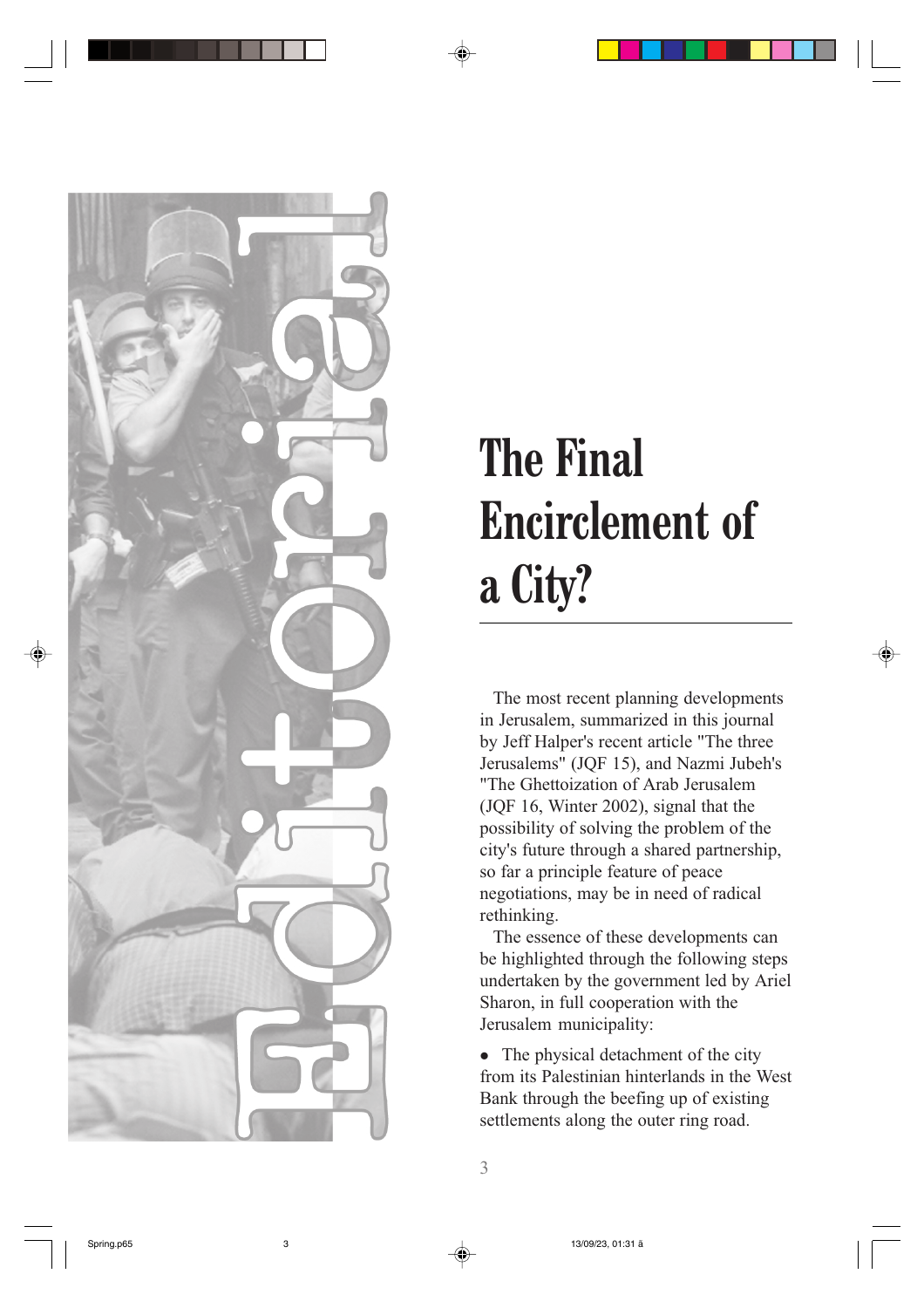Editorial

# The Final Encirclement of a City?

The most recent planning developments in Jerusalem, summarized in this journal by Jeff Halper's recent article "The three Jerusalems" (JQF 15), and Nazmi Jubeh's "The Ghettoization of Arab Jerusalem (JQF 16, Winter 2002), signal that the possibility of solving the problem of the city's future through a shared partnership, so far a principle feature of peace negotiations, may be in need of radical rethinking.

The essence of these developments can be highlighted through the following steps undertaken by the government led by Ariel Sharon, in full cooperation with the Jerusalem municipality:

- The physical detachment of the city from its Palestinian hinterlands in the West Bank through the beefing up of existing settlements along the outer ring road.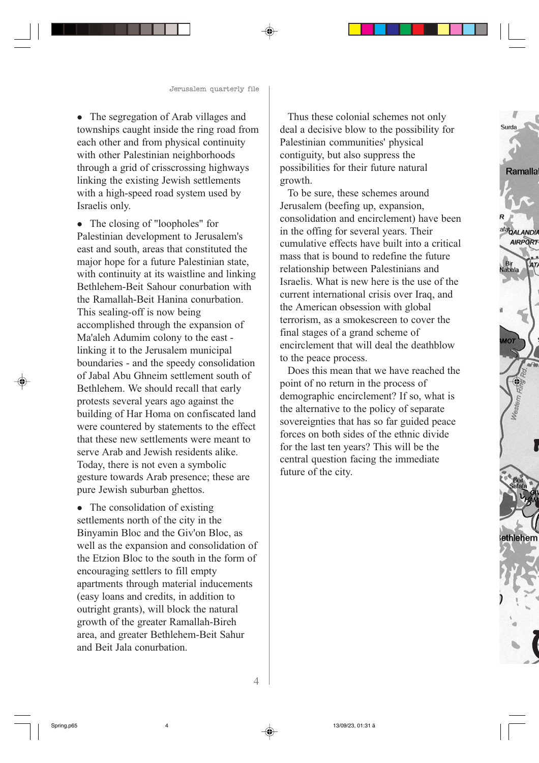- The segregation of Arab villages and townships caught inside the ring road from each other and from physical continuity with other Palestinian neighborhoods through a grid of crisscrossing highways linking the existing Jewish settlements with a high-speed road system used by Israelis only.

- The closing of "loopholes" for Palestinian development to Jerusalem's east and south, areas that constituted the major hope for a future Palestinian state, with continuity at its waistline and linking Bethlehem-Beit Sahour conurbation with the Ramallah-Beit Hanina conurbation. This sealing-off is now being accomplished through the expansion of Ma'aleh Adumim colony to the east - linking it to the Jerusalem municipal boundaries - and the speedy consolidation of Jabal Abu Ghneim settlement south of Bethlehem. We should recall that early protests several years ago against the building of Har Homa on confiscated land were countered by statements to the effect that these new settlements were meant to serve Arab and Jewish residents alike. Today, there is not even a symbolic gesture towards Arab presence; these are pure Jewish suburban ghettos.

- The consolidation of existing settlements north of the city in the Binyamin Bloc and the Giv'on Bloc, as well as the expansion and consolidation of the Etzion Bloc to the south in the form of encouraging settlers to fill empty apartments through material inducements (easy loans and credits, in addition to outright grants), will block the natural growth of the greater Ramallah-Bireh area, and greater Bethlehem-Beit Sahur and Beit Jala conurbation.

Thus these colonial schemes not only deal a decisive blow to the possibility for Palestinian communities' physical contiguity, but also suppress the possibilities for their future natural growth.

To be sure, these schemes around Jerusalem (beefing up, expansion, consolidation and encirclement) have been in the offing for several years. Their cumulative effects have built into a critical mass that is bound to redefine the future relationship between Palestinians and Israelis. What is new here is the use of the current international crisis over Iraq, and the American obsession with global terrorism, as a smokescreen to cover the final stages of a grand scheme of encirclement that will deal the deathblow to the peace process.

Does this mean that we have reached the point of no return in the process of demographic encirclement? If so, what is the alternative to the policy of separate sovereignties that has so far guided peace forces on both sides of the ethnic divide for the last ten years? This will be the central question facing the immediate future of the city.